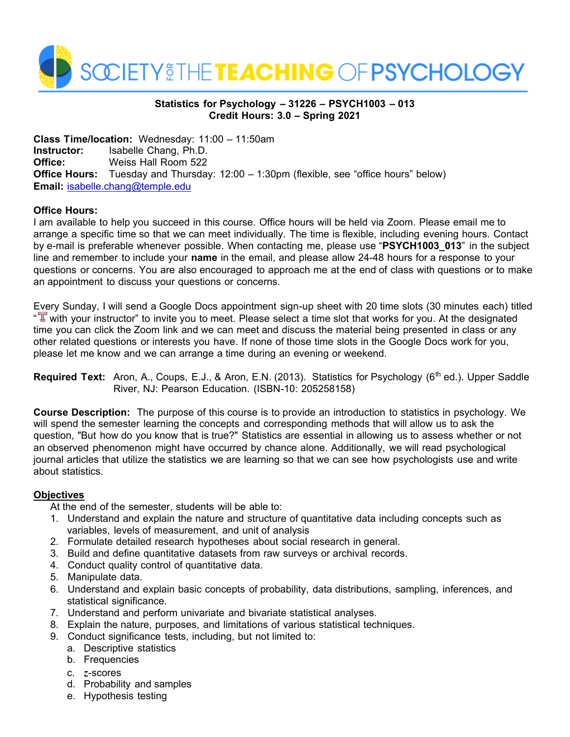SOCIETY FOR THE TEACHING OF PSYCHOLOGY

**Statistics for Psychology – 31226 – PSYCH1003 – 013**
**Credit Hours: 3.0 – Spring 2021**

**Class Time/location:** Wednesday: 11:00 – 11:50am
**Instructor:** Isabelle Chang, Ph.D.
**Office:** Weiss Hall Room 522
**Office Hours:** Tuesday and Thursday: 12:00 – 1:30pm (flexible, see "office hours" below)
**Email:** isabelle.chang@temple.edu

**Office Hours:**
I am available to help you succeed in this course. Office hours will be held via Zoom. Please email me to arrange a specific time so that we can meet individually. The time is flexible, including evening hours. Contact by e-mail is preferable whenever possible. When contacting me, please use "**PSYCH1003_013**" in the subject line and remember to include your **name** in the email, and please allow 24-48 hours for a response to your questions or concerns. You are also encouraged to approach me at the end of class with questions or to make an appointment to discuss your questions or concerns.

Every Sunday, I will send a Google Docs appointment sign-up sheet with 20 time slots (30 minutes each) titled "T with your instructor" to invite you to meet. Please select a time slot that works for you. At the designated time you can click the Zoom link and we can meet and discuss the material being presented in class or any other related questions or interests you have. If none of those time slots in the Google Docs work for you, please let me know and we can arrange a time during an evening or weekend.

**Required Text:** Aron, A., Coups, E.J., & Aron, E.N. (2013). Statistics for Psychology (6th ed.). Upper Saddle River, NJ: Pearson Education. (ISBN-10: 205258158)

**Course Description:** The purpose of this course is to provide an introduction to statistics in psychology. We will spend the semester learning the concepts and corresponding methods that will allow us to ask the question, "But how do you know that is true?" Statistics are essential in allowing us to assess whether or not an observed phenomenon might have occurred by chance alone. Additionally, we will read psychological journal articles that utilize the statistics we are learning so that we can see how psychologists use and write about statistics.

**Objectives**

At the end of the semester, students will be able to:

1. Understand and explain the nature and structure of quantitative data including concepts such as variables, levels of measurement, and unit of analysis
2. Formulate detailed research hypotheses about social research in general.
3. Build and define quantitative datasets from raw surveys or archival records.
4. Conduct quality control of quantitative data.
5. Manipulate data.
6. Understand and explain basic concepts of probability, data distributions, sampling, inferences, and statistical significance.
7. Understand and perform univariate and bivariate statistical analyses.
8. Explain the nature, purposes, and limitations of various statistical techniques.
9. Conduct significance tests, including, but not limited to:
   a. Descriptive statistics
   b. Frequencies
   c. $z$-scores
   d. Probability and samples
   e. Hypothesis testing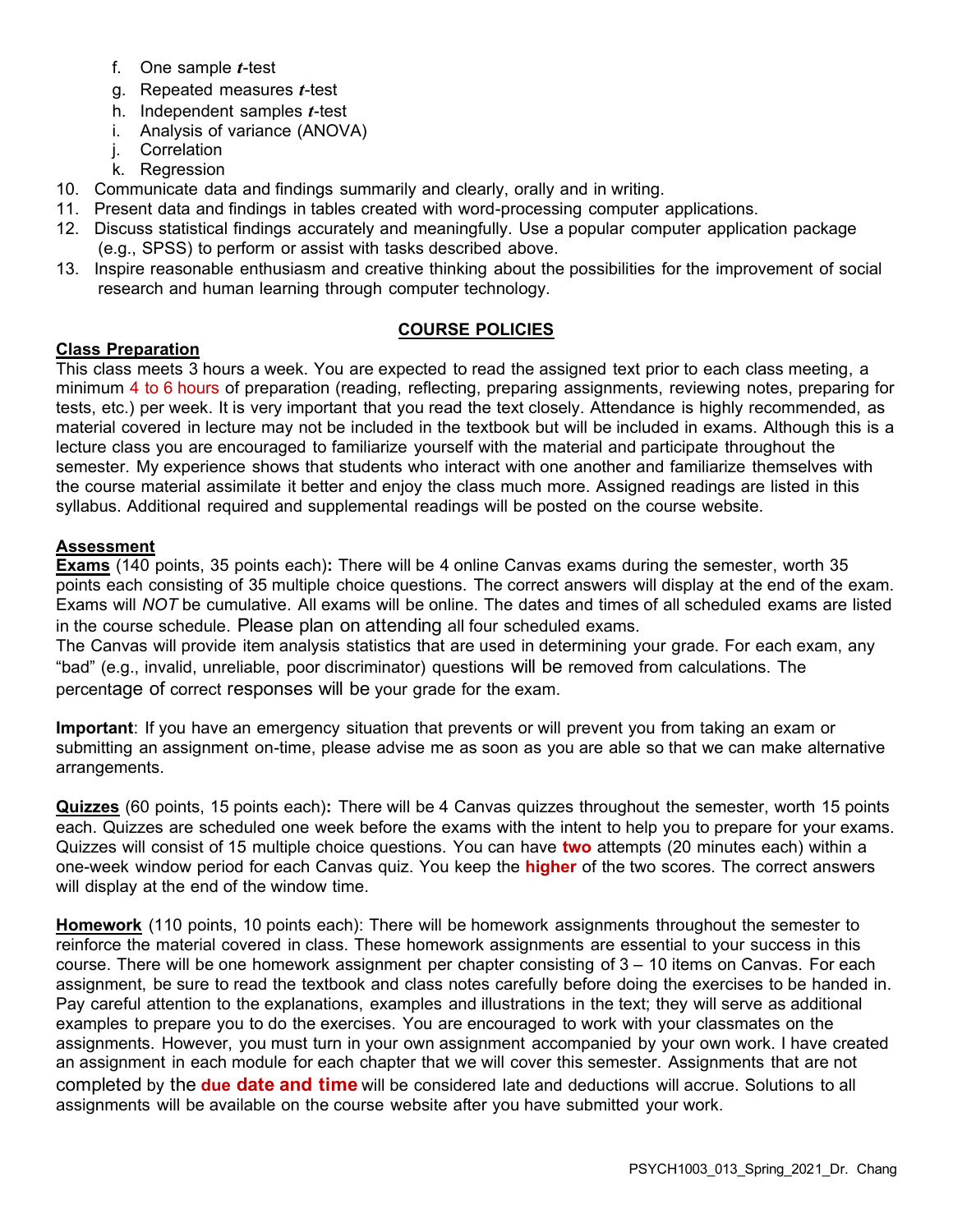f. One sample *t*-test
g. Repeated measures *t*-test
h. Independent samples *t*-test
i. Analysis of variance (ANOVA)
j. Correlation
k. Regression

10. Communicate data and findings summarily and clearly, orally and in writing.
11. Present data and findings in tables created with word-processing computer applications.
12. Discuss statistical findings accurately and meaningfully. Use a popular computer application package (e.g., SPSS) to perform or assist with tasks described above.
13. Inspire reasonable enthusiasm and creative thinking about the possibilities for the improvement of social research and human learning through computer technology.

## COURSE POLICIES

**Class Preparation**

This class meets 3 hours a week. You are expected to read the assigned text prior to each class meeting, a minimum 4 to 6 hours of preparation (reading, reflecting, preparing assignments, reviewing notes, preparing for tests, etc.) per week. It is very important that you read the text closely. Attendance is highly recommended, as material covered in lecture may not be included in the textbook but will be included in exams. Although this is a lecture class you are encouraged to familiarize yourself with the material and participate throughout the semester. My experience shows that students who interact with one another and familiarize themselves with the course material assimilate it better and enjoy the class much more. Assigned readings are listed in this syllabus. Additional required and supplemental readings will be posted on the course website.

**Assessment**

**Exams** (140 points, 35 points each)**:** There will be 4 online Canvas exams during the semester, worth 35 points each consisting of 35 multiple choice questions. The correct answers will display at the end of the exam. Exams will *NOT* be cumulative. All exams will be online. The dates and times of all scheduled exams are listed in the course schedule. Please plan on attending all four scheduled exams.
The Canvas will provide item analysis statistics that are used in determining your grade. For each exam, any "bad" (e.g., invalid, unreliable, poor discriminator) questions will be removed from calculations. The percentage of correct responses will be your grade for the exam.

**Important**: If you have an emergency situation that prevents or will prevent you from taking an exam or submitting an assignment on-time, please advise me as soon as you are able so that we can make alternative arrangements.

**Quizzes** (60 points, 15 points each)**:** There will be 4 Canvas quizzes throughout the semester, worth 15 points each. Quizzes are scheduled one week before the exams with the intent to help you to prepare for your exams. Quizzes will consist of 15 multiple choice questions. You can have **two** attempts (20 minutes each) within a one-week window period for each Canvas quiz. You keep the **higher** of the two scores. The correct answers will display at the end of the window time.

**Homework** (110 points, 10 points each): There will be homework assignments throughout the semester to reinforce the material covered in class. These homework assignments are essential to your success in this course. There will be one homework assignment per chapter consisting of 3 – 10 items on Canvas. For each assignment, be sure to read the textbook and class notes carefully before doing the exercises to be handed in. Pay careful attention to the explanations, examples and illustrations in the text; they will serve as additional examples to prepare you to do the exercises. You are encouraged to work with your classmates on the assignments. However, you must turn in your own assignment accompanied by your own work. I have created an assignment in each module for each chapter that we will cover this semester. Assignments that are not completed by the **due date and time** will be considered late and deductions will accrue. Solutions to all assignments will be available on the course website after you have submitted your work.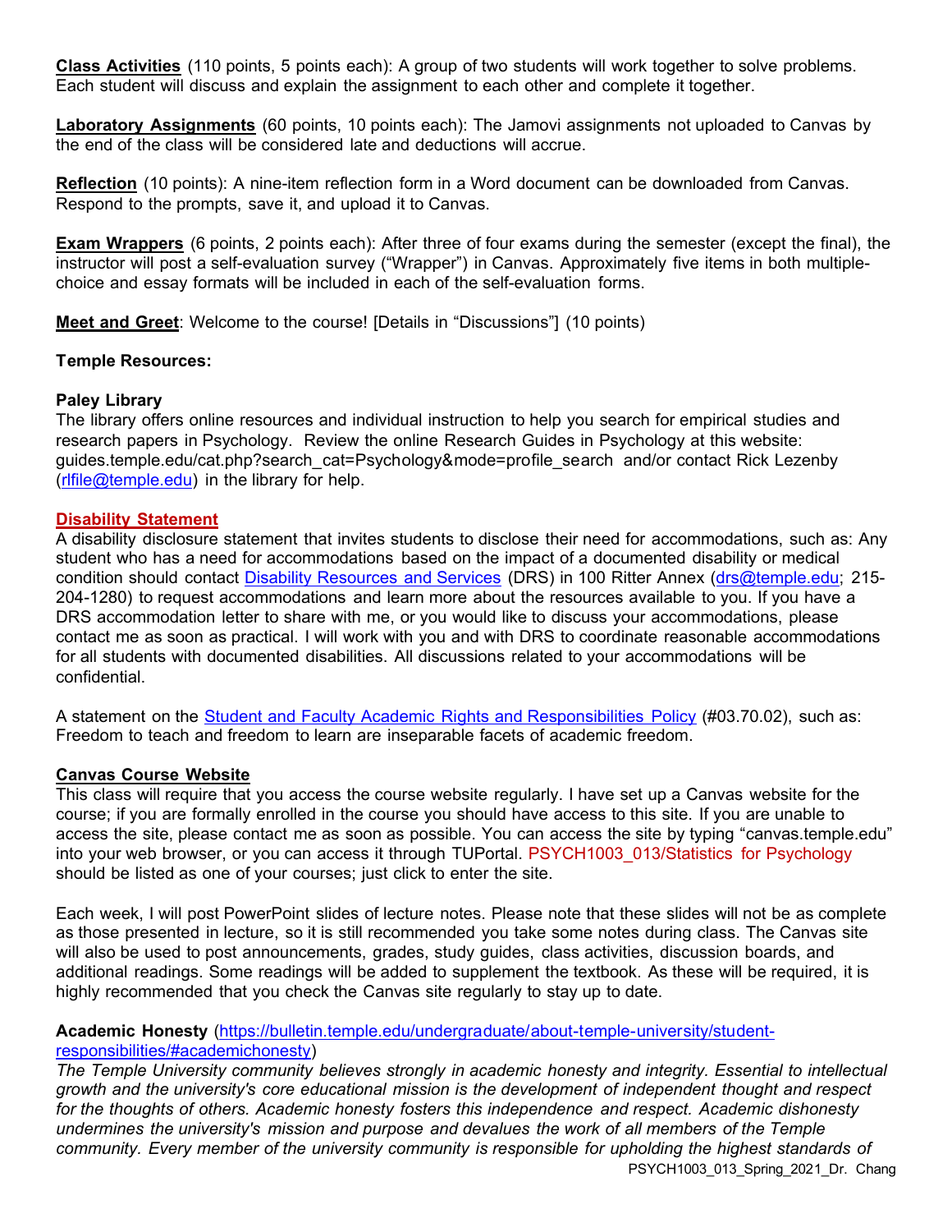**Class Activities** (110 points, 5 points each): A group of two students will work together to solve problems. Each student will discuss and explain the assignment to each other and complete it together.

**Laboratory Assignments** (60 points, 10 points each): The Jamovi assignments not uploaded to Canvas by the end of the class will be considered late and deductions will accrue.

**Reflection** (10 points): A nine-item reflection form in a Word document can be downloaded from Canvas. Respond to the prompts, save it, and upload it to Canvas.

**Exam Wrappers** (6 points, 2 points each): After three of four exams during the semester (except the final), the instructor will post a self-evaluation survey ("Wrapper") in Canvas. Approximately five items in both multiple-choice and essay formats will be included in each of the self-evaluation forms.

**Meet and Greet**: Welcome to the course! [Details in "Discussions"] (10 points)

**Temple Resources:**

**Paley Library**
The library offers online resources and individual instruction to help you search for empirical studies and research papers in Psychology. Review the online Research Guides in Psychology at this website: guides.temple.edu/cat.php?search_cat=Psychology&mode=profile_search and/or contact Rick Lezenby (rlfile@temple.edu) in the library for help.

**Disability Statement**
A disability disclosure statement that invites students to disclose their need for accommodations, such as: Any student who has a need for accommodations based on the impact of a documented disability or medical condition should contact Disability Resources and Services (DRS) in 100 Ritter Annex (drs@temple.edu; 215-204-1280) to request accommodations and learn more about the resources available to you. If you have a DRS accommodation letter to share with me, or you would like to discuss your accommodations, please contact me as soon as practical. I will work with you and with DRS to coordinate reasonable accommodations for all students with documented disabilities. All discussions related to your accommodations will be confidential.

A statement on the Student and Faculty Academic Rights and Responsibilities Policy (#03.70.02), such as: Freedom to teach and freedom to learn are inseparable facets of academic freedom.

**Canvas Course Website**
This class will require that you access the course website regularly. I have set up a Canvas website for the course; if you are formally enrolled in the course you should have access to this site. If you are unable to access the site, please contact me as soon as possible. You can access the site by typing "canvas.temple.edu" into your web browser, or you can access it through TUPortal. PSYCH1003_013/Statistics for Psychology should be listed as one of your courses; just click to enter the site.

Each week, I will post PowerPoint slides of lecture notes. Please note that these slides will not be as complete as those presented in lecture, so it is still recommended you take some notes during class. The Canvas site will also be used to post announcements, grades, study guides, class activities, discussion boards, and additional readings. Some readings will be added to supplement the textbook. As these will be required, it is highly recommended that you check the Canvas site regularly to stay up to date.

**Academic Honesty** (https://bulletin.temple.edu/undergraduate/about-temple-university/student-responsibilities/#academichonesty)
*The Temple University community believes strongly in academic honesty and integrity. Essential to intellectual growth and the university's core educational mission is the development of independent thought and respect for the thoughts of others. Academic honesty fosters this independence and respect. Academic dishonesty undermines the university's mission and purpose and devalues the work of all members of the Temple community. Every member of the university community is responsible for upholding the highest standards of*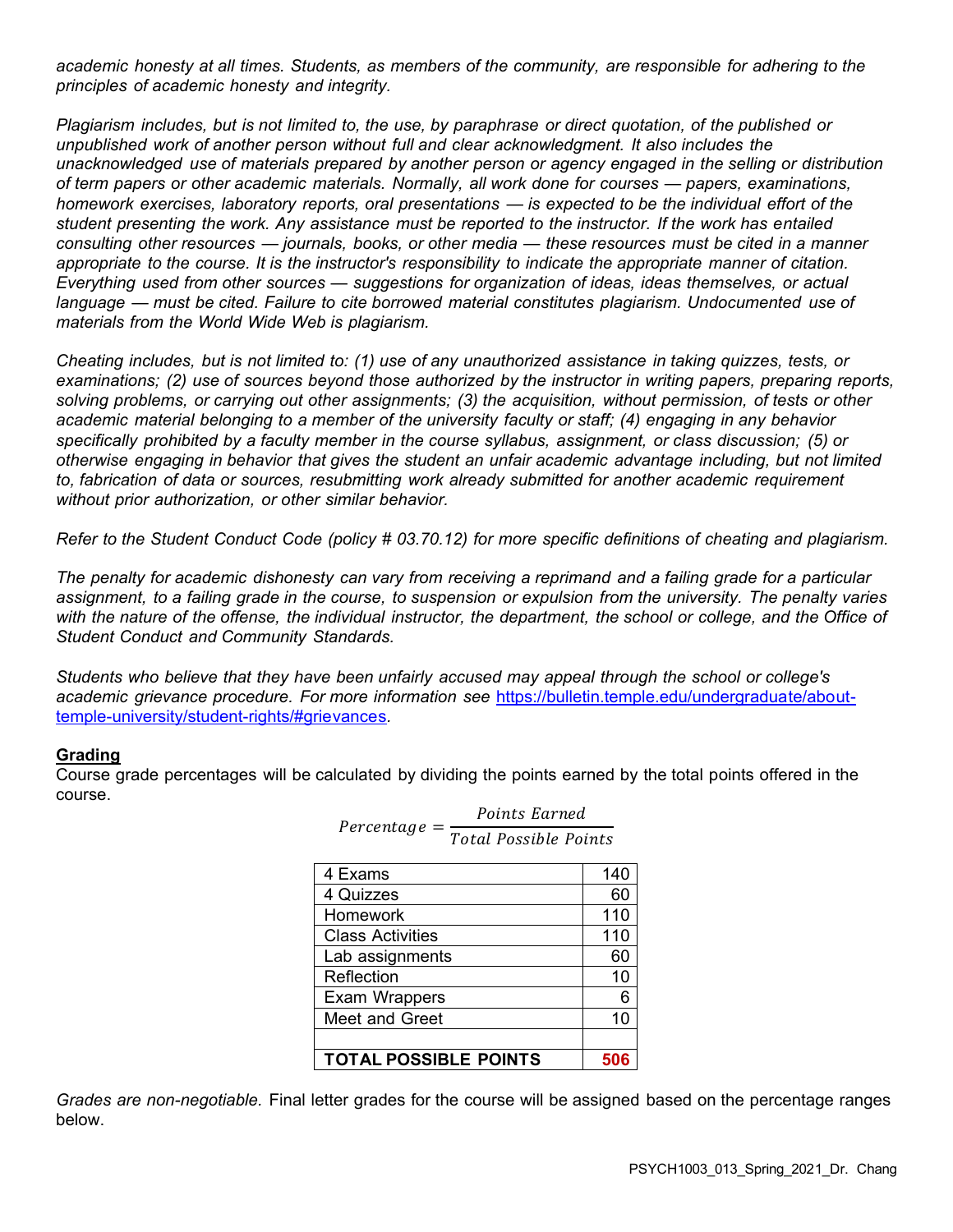*academic honesty at all times. Students, as members of the community, are responsible for adhering to the principles of academic honesty and integrity.*

*Plagiarism includes, but is not limited to, the use, by paraphrase or direct quotation, of the published or unpublished work of another person without full and clear acknowledgment. It also includes the unacknowledged use of materials prepared by another person or agency engaged in the selling or distribution of term papers or other academic materials. Normally, all work done for courses — papers, examinations, homework exercises, laboratory reports, oral presentations — is expected to be the individual effort of the student presenting the work. Any assistance must be reported to the instructor. If the work has entailed consulting other resources — journals, books, or other media — these resources must be cited in a manner appropriate to the course. It is the instructor's responsibility to indicate the appropriate manner of citation. Everything used from other sources — suggestions for organization of ideas, ideas themselves, or actual language — must be cited. Failure to cite borrowed material constitutes plagiarism. Undocumented use of materials from the World Wide Web is plagiarism.*

*Cheating includes, but is not limited to: (1) use of any unauthorized assistance in taking quizzes, tests, or examinations; (2) use of sources beyond those authorized by the instructor in writing papers, preparing reports, solving problems, or carrying out other assignments; (3) the acquisition, without permission, of tests or other academic material belonging to a member of the university faculty or staff; (4) engaging in any behavior specifically prohibited by a faculty member in the course syllabus, assignment, or class discussion; (5) or otherwise engaging in behavior that gives the student an unfair academic advantage including, but not limited to, fabrication of data or sources, resubmitting work already submitted for another academic requirement without prior authorization, or other similar behavior.*

*Refer to the Student Conduct Code (policy # 03.70.12) for more specific definitions of cheating and plagiarism.*

*The penalty for academic dishonesty can vary from receiving a reprimand and a failing grade for a particular assignment, to a failing grade in the course, to suspension or expulsion from the university. The penalty varies with the nature of the offense, the individual instructor, the department, the school or college, and the Office of Student Conduct and Community Standards.*

*Students who believe that they have been unfairly accused may appeal through the school or college's academic grievance procedure. For more information see [https://bulletin.temple.edu/undergraduate/about-temple-university/student-rights/#grievances](https://bulletin.temple.edu/undergraduate/about-temple-university/student-rights/#grievances).*

## Grading

Course grade percentages will be calculated by dividing the points earned by the total points offered in the course.

$$Percentage = \frac{Points\ Earned}{Total\ Possible\ Points}$$

| Category | Points |
|---|---|
| 4 Exams | 140 |
| 4 Quizzes | 60 |
| Homework | 110 |
| Class Activities | 110 |
| Lab assignments | 60 |
| Reflection | 10 |
| Exam Wrappers | 6 |
| Meet and Greet | 10 |
| | |
| **TOTAL POSSIBLE POINTS** | **506** |

*Grades are non-negotiable.* Final letter grades for the course will be assigned based on the percentage ranges below.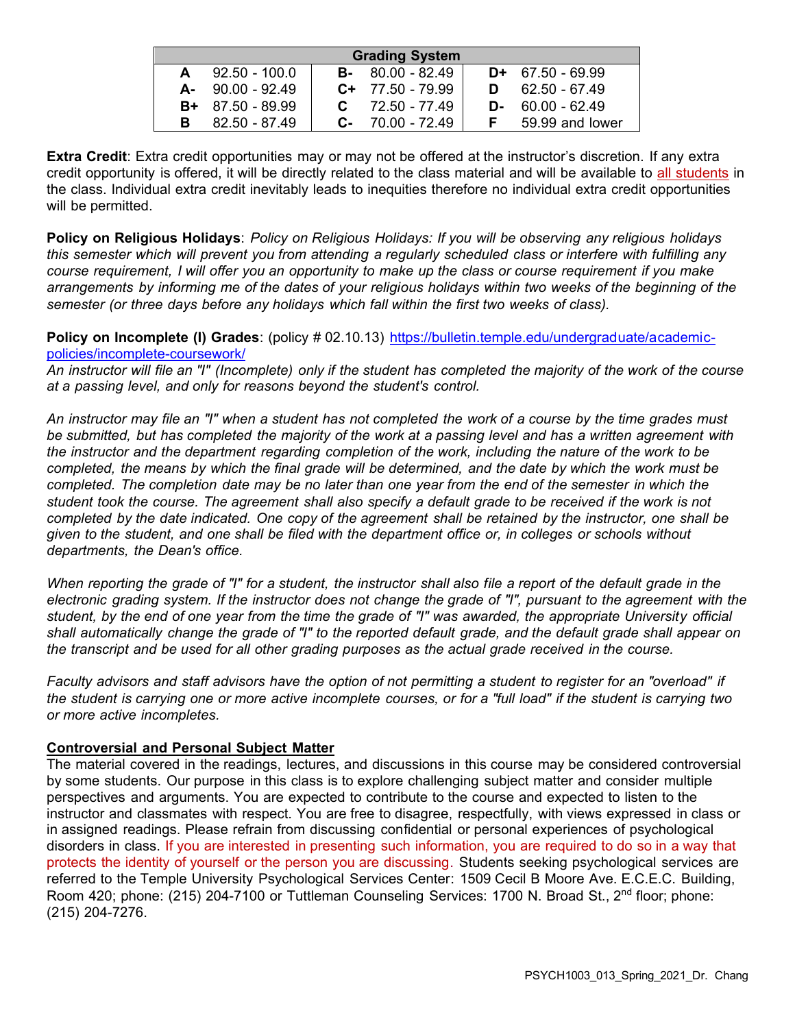| Grading System | | | | | |
|---|---|---|---|---|---|
| **A** | 92.50 - 100.0 | **B-** | 80.00 - 82.49 | **D+** | 67.50 - 69.99 |
| **A-** | 90.00 - 92.49 | **C+** | 77.50 - 79.99 | **D** | 62.50 - 67.49 |
| **B+** | 87.50 - 89.99 | **C** | 72.50 - 77.49 | **D-** | 60.00 - 62.49 |
| **B** | 82.50 - 87.49 | **C-** | 70.00 - 72.49 | **F** | 59.99 and lower |

**Extra Credit**: Extra credit opportunities may or may not be offered at the instructor's discretion. If any extra credit opportunity is offered, it will be directly related to the class material and will be available to all students in the class. Individual extra credit inevitably leads to inequities therefore no individual extra credit opportunities will be permitted.

**Policy on Religious Holidays**: *Policy on Religious Holidays: If you will be observing any religious holidays this semester which will prevent you from attending a regularly scheduled class or interfere with fulfilling any course requirement, I will offer you an opportunity to make up the class or course requirement if you make arrangements by informing me of the dates of your religious holidays within two weeks of the beginning of the semester (or three days before any holidays which fall within the first two weeks of class).*

**Policy on Incomplete (I) Grades**: (policy # 02.10.13) https://bulletin.temple.edu/undergraduate/academic-policies/incomplete-coursework/
*An instructor will file an "I" (Incomplete) only if the student has completed the majority of the work of the course at a passing level, and only for reasons beyond the student's control.*

*An instructor may file an "I" when a student has not completed the work of a course by the time grades must be submitted, but has completed the majority of the work at a passing level and has a written agreement with the instructor and the department regarding completion of the work, including the nature of the work to be completed, the means by which the final grade will be determined, and the date by which the work must be completed. The completion date may be no later than one year from the end of the semester in which the student took the course. The agreement shall also specify a default grade to be received if the work is not completed by the date indicated. One copy of the agreement shall be retained by the instructor, one shall be given to the student, and one shall be filed with the department office or, in colleges or schools without departments, the Dean's office.*

*When reporting the grade of "I" for a student, the instructor shall also file a report of the default grade in the electronic grading system. If the instructor does not change the grade of "I", pursuant to the agreement with the student, by the end of one year from the time the grade of "I" was awarded, the appropriate University official shall automatically change the grade of "I" to the reported default grade, and the default grade shall appear on the transcript and be used for all other grading purposes as the actual grade received in the course.*

*Faculty advisors and staff advisors have the option of not permitting a student to register for an "overload" if the student is carrying one or more active incomplete courses, or for a "full load" if the student is carrying two or more active incompletes.*

**Controversial and Personal Subject Matter**

The material covered in the readings, lectures, and discussions in this course may be considered controversial by some students. Our purpose in this class is to explore challenging subject matter and consider multiple perspectives and arguments. You are expected to contribute to the course and expected to listen to the instructor and classmates with respect. You are free to disagree, respectfully, with views expressed in class or in assigned readings. Please refrain from discussing confidential or personal experiences of psychological disorders in class. If you are interested in presenting such information, you are required to do so in a way that protects the identity of yourself or the person you are discussing. Students seeking psychological services are referred to the Temple University Psychological Services Center: 1509 Cecil B Moore Ave. E.C.E.C. Building, Room 420; phone: (215) 204-7100 or Tuttleman Counseling Services: 1700 N. Broad St., 2nd floor; phone: (215) 204-7276.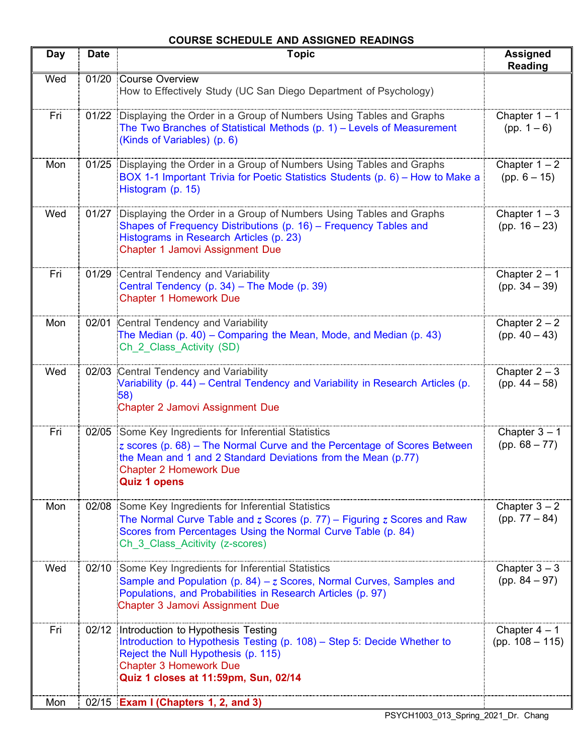### COURSE SCHEDULE AND ASSIGNED READINGS

| Day | Date | Topic | Assigned Reading |
|---|---|---|---|
| Wed | 01/20 | Course Overview<br>How to Effectively Study (UC San Diego Department of Psychology) | |
| Fri | 01/22 | Displaying the Order in a Group of Numbers Using Tables and Graphs<br>The Two Branches of Statistical Methods (p. 1) – Levels of Measurement (Kinds of Variables) (p. 6) | Chapter 1 – 1 (pp. 1 – 6) |
| Mon | 01/25 | Displaying the Order in a Group of Numbers Using Tables and Graphs<br>BOX 1-1 Important Trivia for Poetic Statistics Students (p. 6) – How to Make a Histogram (p. 15) | Chapter 1 – 2 (pp. 6 – 15) |
| Wed | 01/27 | Displaying the Order in a Group of Numbers Using Tables and Graphs<br>Shapes of Frequency Distributions (p. 16) – Frequency Tables and Histograms in Research Articles (p. 23)<br>Chapter 1 Jamovi Assignment Due | Chapter 1 – 3 (pp. 16 – 23) |
| Fri | 01/29 | Central Tendency and Variability<br>Central Tendency (p. 34) – The Mode (p. 39)<br>Chapter 1 Homework Due | Chapter 2 – 1 (pp. 34 – 39) |
| Mon | 02/01 | Central Tendency and Variability<br>The Median (p. 40) – Comparing the Mean, Mode, and Median (p. 43)<br>Ch_2_Class_Activity (SD) | Chapter 2 – 2 (pp. 40 – 43) |
| Wed | 02/03 | Central Tendency and Variability<br>Variability (p. 44) – Central Tendency and Variability in Research Articles (p. 58)<br>Chapter 2 Jamovi Assignment Due | Chapter 2 – 3 (pp. 44 – 58) |
| Fri | 02/05 | Some Key Ingredients for Inferential Statistics<br>*z* scores (p. 68) – The Normal Curve and the Percentage of Scores Between the Mean and 1 and 2 Standard Deviations from the Mean (p.77)<br>Chapter 2 Homework Due<br>**Quiz 1 opens** | Chapter 3 – 1 (pp. 68 – 77) |
| Mon | 02/08 | Some Key Ingredients for Inferential Statistics<br>The Normal Curve Table and *z* Scores (p. 77) – Figuring *z* Scores and Raw Scores from Percentages Using the Normal Curve Table (p. 84)<br>Ch_3_Class_Acitivity (z-scores) | Chapter 3 – 2 (pp. 77 – 84) |
| Wed | 02/10 | Some Key Ingredients for Inferential Statistics<br>Sample and Population (p. 84) – *z* Scores, Normal Curves, Samples and Populations, and Probabilities in Research Articles (p. 97)<br>Chapter 3 Jamovi Assignment Due | Chapter 3 – 3 (pp. 84 – 97) |
| Fri | 02/12 | Introduction to Hypothesis Testing<br>Introduction to Hypothesis Testing (p. 108) – Step 5: Decide Whether to Reject the Null Hypothesis (p. 115)<br>Chapter 3 Homework Due<br>**Quiz 1 closes at 11:59pm, Sun, 02/14** | Chapter 4 – 1 (pp. 108 – 115) |
| Mon | 02/15 | **Exam I (Chapters 1, 2, and 3)** | |

PSYCH1003_013_Spring_2021_Dr. Chang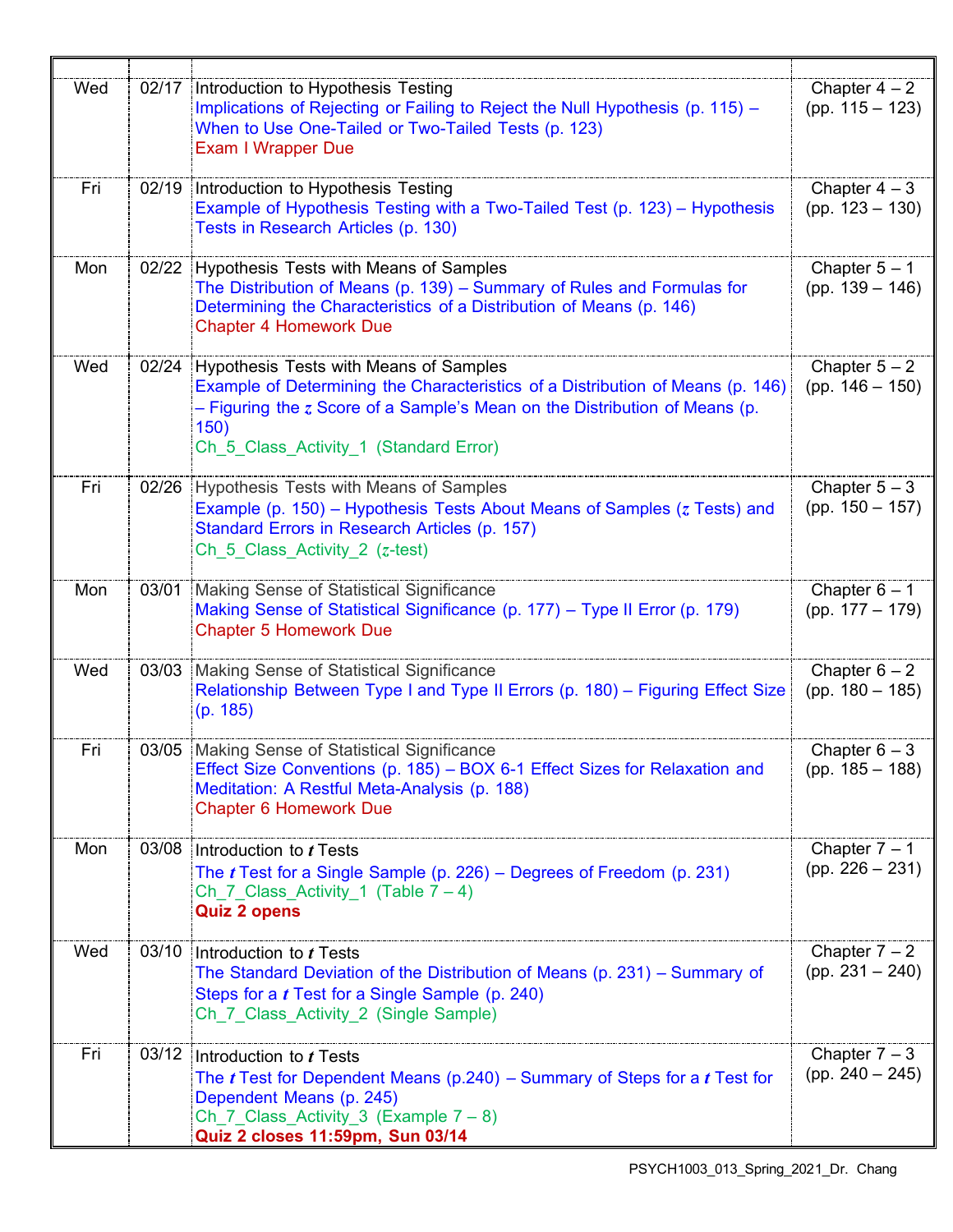| | | | |
|---|---|---|---|
| Wed | 02/17 | Introduction to Hypothesis Testing<br>Implications of Rejecting or Failing to Reject the Null Hypothesis (p. 115) – When to Use One-Tailed or Two-Tailed Tests (p. 123)<br>Exam I Wrapper Due | Chapter 4 – 2<br>(pp. 115 – 123) |
| Fri | 02/19 | Introduction to Hypothesis Testing<br>Example of Hypothesis Testing with a Two-Tailed Test (p. 123) – Hypothesis Tests in Research Articles (p. 130) | Chapter 4 – 3<br>(pp. 123 – 130) |
| Mon | 02/22 | Hypothesis Tests with Means of Samples<br>The Distribution of Means (p. 139) – Summary of Rules and Formulas for Determining the Characteristics of a Distribution of Means (p. 146)<br>Chapter 4 Homework Due | Chapter 5 – 1<br>(pp. 139 – 146) |
| Wed | 02/24 | Hypothesis Tests with Means of Samples<br>Example of Determining the Characteristics of a Distribution of Means (p. 146) – Figuring the *z* Score of a Sample's Mean on the Distribution of Means (p. 150)<br>Ch_5_Class_Activity_1 (Standard Error) | Chapter 5 – 2<br>(pp. 146 – 150) |
| Fri | 02/26 | Hypothesis Tests with Means of Samples<br>Example (p. 150) – Hypothesis Tests About Means of Samples (*z* Tests) and Standard Errors in Research Articles (p. 157)<br>Ch_5_Class_Activity_2 (*z*-test) | Chapter 5 – 3<br>(pp. 150 – 157) |
| Mon | 03/01 | Making Sense of Statistical Significance<br>Making Sense of Statistical Significance (p. 177) – Type II Error (p. 179)<br>Chapter 5 Homework Due | Chapter 6 – 1<br>(pp. 177 – 179) |
| Wed | 03/03 | Making Sense of Statistical Significance<br>Relationship Between Type I and Type II Errors (p. 180) – Figuring Effect Size (p. 185) | Chapter 6 – 2<br>(pp. 180 – 185) |
| Fri | 03/05 | Making Sense of Statistical Significance<br>Effect Size Conventions (p. 185) – BOX 6-1 Effect Sizes for Relaxation and Meditation: A Restful Meta-Analysis (p. 188)<br>Chapter 6 Homework Due | Chapter 6 – 3<br>(pp. 185 – 188) |
| Mon | 03/08 | Introduction to *t* Tests<br>The *t* Test for a Single Sample (p. 226) – Degrees of Freedom (p. 231)<br>Ch_7_Class_Activity_1 (Table 7 – 4)<br>**Quiz 2 opens** | Chapter 7 – 1<br>(pp. 226 – 231) |
| Wed | 03/10 | Introduction to *t* Tests<br>The Standard Deviation of the Distribution of Means (p. 231) – Summary of Steps for a *t* Test for a Single Sample (p. 240)<br>Ch_7_Class_Activity_2 (Single Sample) | Chapter 7 – 2<br>(pp. 231 – 240) |
| Fri | 03/12 | Introduction to *t* Tests<br>The *t* Test for Dependent Means (p.240) – Summary of Steps for a *t* Test for Dependent Means (p. 245)<br>Ch_7_Class_Activity_3 (Example 7 – 8)<br>**Quiz 2 closes 11:59pm, Sun 03/14** | Chapter 7 – 3<br>(pp. 240 – 245) |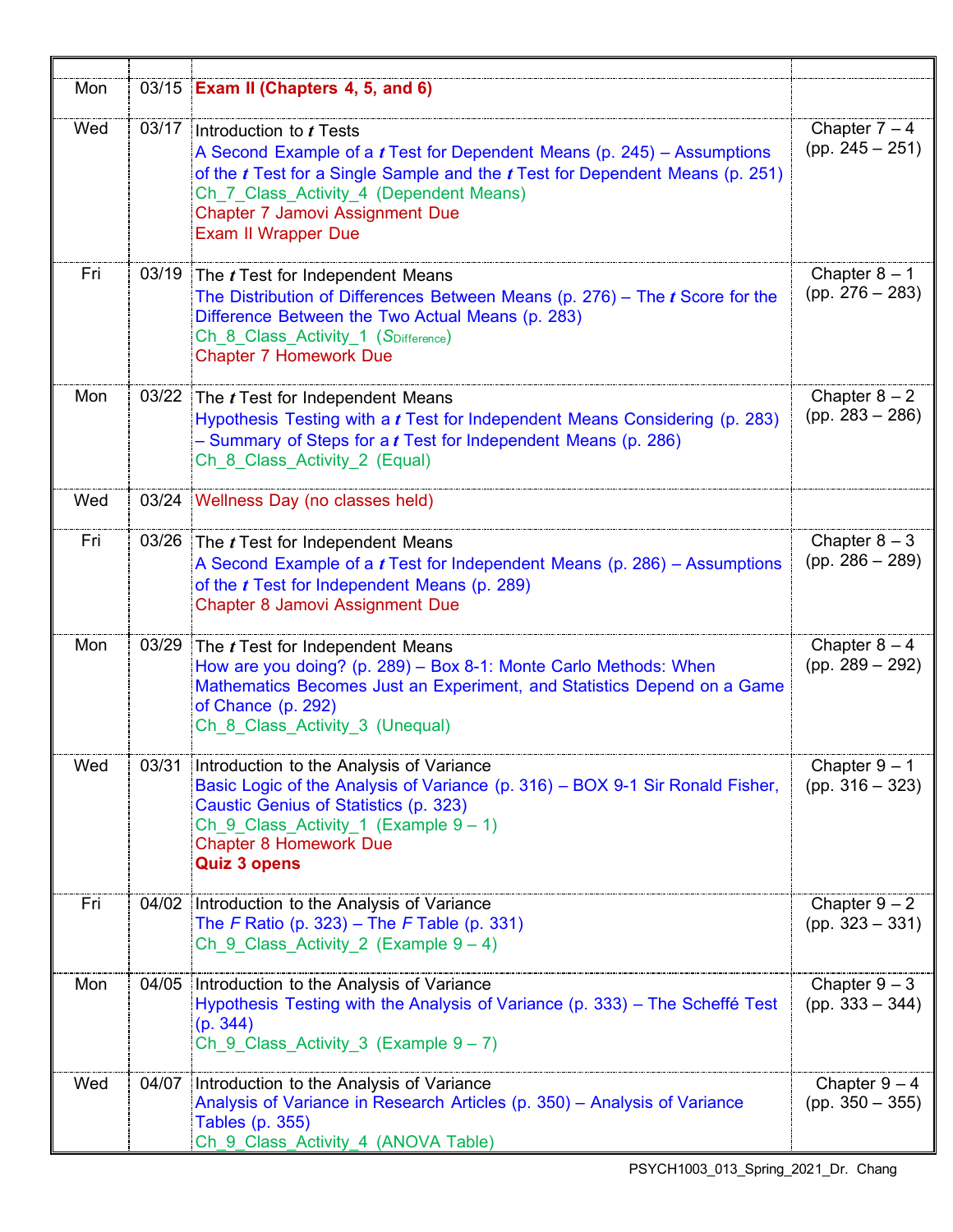| | | | |
|---|---|---|---|
| Mon | 03/15 | **Exam II (Chapters 4, 5, and 6)** | |
| Wed | 03/17 | Introduction to ***t*** Tests<br>A Second Example of a ***t*** Test for Dependent Means (p. 245) – Assumptions of the ***t*** Test for a Single Sample and the ***t*** Test for Dependent Means (p. 251)<br>Ch_7_Class_Activity_4 (Dependent Means)<br>Chapter 7 Jamovi Assignment Due<br>Exam II Wrapper Due | Chapter 7 – 4<br>(pp. 245 – 251) |
| Fri | 03/19 | The ***t*** Test for Independent Means<br>The Distribution of Differences Between Means (p. 276) – The ***t*** Score for the Difference Between the Two Actual Means (p. 283)<br>Ch_8_Class_Activity_1 ($S_{Difference}$)<br>Chapter 7 Homework Due | Chapter 8 – 1<br>(pp. 276 – 283) |
| Mon | 03/22 | The ***t*** Test for Independent Means<br>Hypothesis Testing with a ***t*** Test for Independent Means Considering (p. 283) – Summary of Steps for a ***t*** Test for Independent Means (p. 286)<br>Ch_8_Class_Activity_2 (Equal) | Chapter 8 – 2<br>(pp. 283 – 286) |
| Wed | 03/24 | Wellness Day (no classes held) | |
| Fri | 03/26 | The ***t*** Test for Independent Means<br>A Second Example of a ***t*** Test for Independent Means (p. 286) – Assumptions of the ***t*** Test for Independent Means (p. 289)<br>Chapter 8 Jamovi Assignment Due | Chapter 8 – 3<br>(pp. 286 – 289) |
| Mon | 03/29 | The ***t*** Test for Independent Means<br>How are you doing? (p. 289) – Box 8-1: Monte Carlo Methods: When Mathematics Becomes Just an Experiment, and Statistics Depend on a Game of Chance (p. 292)<br>Ch_8_Class_Activity_3 (Unequal) | Chapter 8 – 4<br>(pp. 289 – 292) |
| Wed | 03/31 | Introduction to the Analysis of Variance<br>Basic Logic of the Analysis of Variance (p. 316) – BOX 9-1 Sir Ronald Fisher, Caustic Genius of Statistics (p. 323)<br>Ch_9_Class_Activity_1 (Example 9 – 1)<br>Chapter 8 Homework Due<br>**Quiz 3 opens** | Chapter 9 – 1<br>(pp. 316 – 323) |
| Fri | 04/02 | Introduction to the Analysis of Variance<br>The *F* Ratio (p. 323) – The *F* Table (p. 331)<br>Ch_9_Class_Activity_2 (Example 9 – 4) | Chapter 9 – 2<br>(pp. 323 – 331) |
| Mon | 04/05 | Introduction to the Analysis of Variance<br>Hypothesis Testing with the Analysis of Variance (p. 333) – The Scheffé Test (p. 344)<br>Ch_9_Class_Activity_3 (Example 9 – 7) | Chapter 9 – 3<br>(pp. 333 – 344) |
| Wed | 04/07 | Introduction to the Analysis of Variance<br>Analysis of Variance in Research Articles (p. 350) – Analysis of Variance Tables (p. 355)<br>Ch_9_Class_Activity_4 (ANOVA Table) | Chapter 9 – 4<br>(pp. 350 – 355) |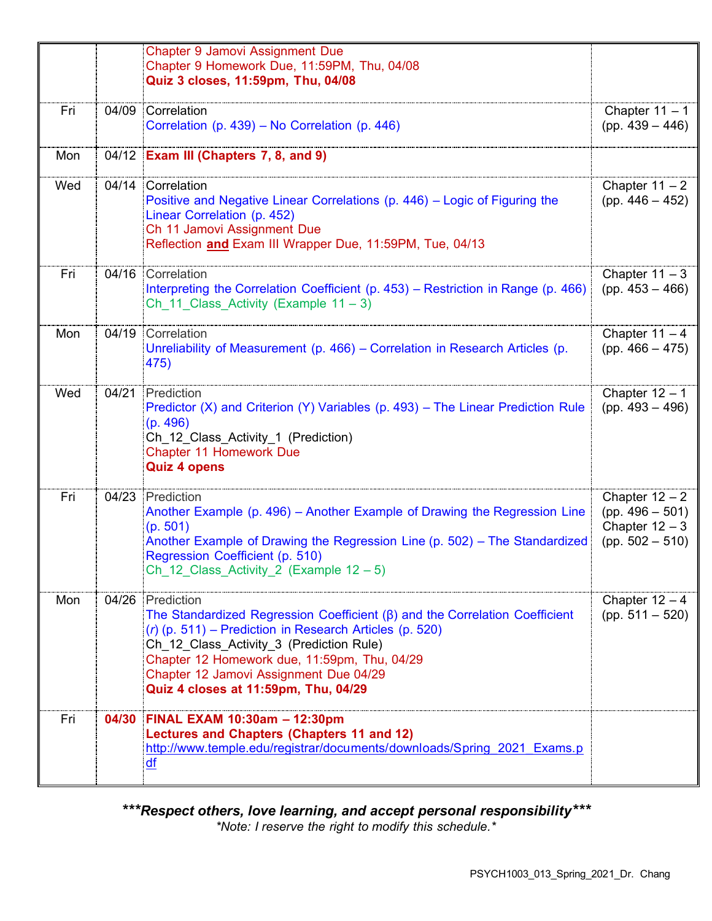| | | | |
|---|---|---|---|
| | | Chapter 9 Jamovi Assignment Due<br>Chapter 9 Homework Due, 11:59PM, Thu, 04/08<br>**Quiz 3 closes, 11:59pm, Thu, 04/08** | |
| Fri | 04/09 | Correlation<br>Correlation (p. 439) – No Correlation (p. 446) | Chapter 11 – 1 (pp. 439 – 446) |
| Mon | 04/12 | **Exam III (Chapters 7, 8, and 9)** | |
| Wed | 04/14 | Correlation<br>Positive and Negative Linear Correlations (p. 446) – Logic of Figuring the Linear Correlation (p. 452)<br>Ch 11 Jamovi Assignment Due<br>Reflection **<u>and</u>** Exam III Wrapper Due, 11:59PM, Tue, 04/13 | Chapter 11 – 2 (pp. 446 – 452) |
| Fri | 04/16 | Correlation<br>Interpreting the Correlation Coefficient (p. 453) – Restriction in Range (p. 466)<br>Ch_11_Class_Activity (Example 11 – 3) | Chapter 11 – 3 (pp. 453 – 466) |
| Mon | 04/19 | Correlation<br>Unreliability of Measurement (p. 466) – Correlation in Research Articles (p. 475) | Chapter 11 – 4 (pp. 466 – 475) |
| Wed | 04/21 | Prediction<br>Predictor (X) and Criterion (Y) Variables (p. 493) – The Linear Prediction Rule (p. 496)<br>Ch_12_Class_Activity_1 (Prediction)<br>Chapter 11 Homework Due<br>**Quiz 4 opens** | Chapter 12 – 1 (pp. 493 – 496) |
| Fri | 04/23 | Prediction<br>Another Example (p. 496) – Another Example of Drawing the Regression Line (p. 501)<br>Another Example of Drawing the Regression Line (p. 502) – The Standardized Regression Coefficient (p. 510)<br>Ch_12_Class_Activity_2 (Example 12 – 5) | Chapter 12 – 2 (pp. 496 – 501)<br>Chapter 12 – 3 (pp. 502 – 510) |
| Mon | 04/26 | Prediction<br>The Standardized Regression Coefficient (β) and the Correlation Coefficient (*r*) (p. 511) – Prediction in Research Articles (p. 520)<br>Ch_12_Class_Activity_3 (Prediction Rule)<br>Chapter 12 Homework due, 11:59pm, Thu, 04/29<br>Chapter 12 Jamovi Assignment Due 04/29<br>**Quiz 4 closes at 11:59pm, Thu, 04/29** | Chapter 12 – 4 (pp. 511 – 520) |
| Fri | **04/30** | **FINAL EXAM 10:30am – 12:30pm**<br>**Lectures and Chapters (Chapters 11 and 12)**<br>http://www.temple.edu/registrar/documents/downloads/Spring_2021_Exams.pdf | |

***\*\*\*Respect others, love learning, and accept personal responsibility\*\*\****

*\*Note: I reserve the right to modify this schedule.\**